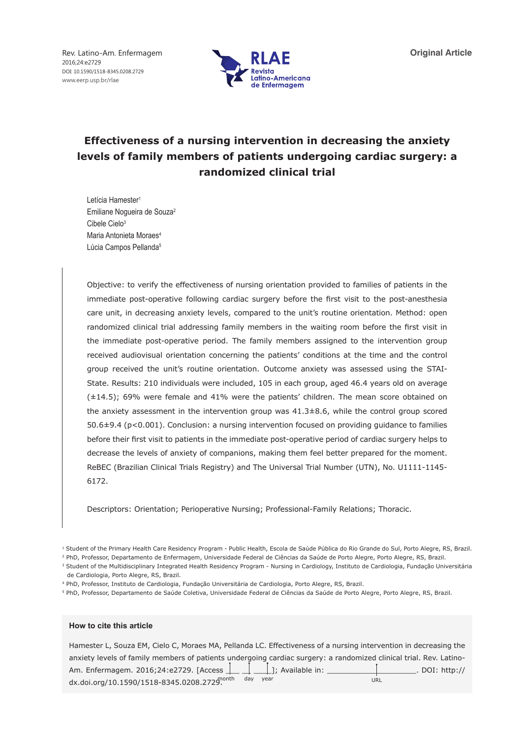Original Article

# Effectiveness of a nursing intervention in decreasing the anxiety levels of family members of patients undergoing cardiac surgery: a randomized clinical trial

Letícia Hamester[1]
Emiliane Nogueira de Souza[2]
Cibele Cielo[3]
Maria Antonieta Moraes[4]
Lúcia Campos Pellanda[5]

Objective: to verify the effectiveness of nursing orientation provided to families of patients in the immediate post-operative following cardiac surgery before the first visit to the post-anesthesia care unit, in decreasing anxiety levels, compared to the unit's routine orientation. Method: open randomized clinical trial addressing family members in the waiting room before the first visit in the immediate post-operative period. The family members assigned to the intervention group received audiovisual orientation concerning the patients' conditions at the time and the control group received the unit's routine orientation. Outcome anxiety was assessed using the STAI-State. Results: 210 individuals were included, 105 in each group, aged 46.4 years old on average (±14.5); 69% were female and 41% were the patients' children. The mean score obtained on the anxiety assessment in the intervention group was 41.3±8.6, while the control group scored 50.6±9.4 ($p<0.001$). Conclusion: a nursing intervention focused on providing guidance to families before their first visit to patients in the immediate post-operative period of cardiac surgery helps to decrease the levels of anxiety of companions, making them feel better prepared for the moment. ReBEC (Brazilian Clinical Trials Registry) and The Universal Trial Number (UTN), No. U1111-1145-6172.

Descriptors: Orientation; Perioperative Nursing; Professional-Family Relations; Thoracic.

[1] Student of the Primary Health Care Residency Program - Public Health, Escola de Saúde Pública do Rio Grande do Sul, Porto Alegre, RS, Brazil.
[2] PhD, Professor, Departamento de Enfermagem, Universidade Federal de Ciências da Saúde de Porto Alegre, Porto Alegre, RS, Brazil.
[3] Student of the Multidisciplinary Integrated Health Residency Program - Nursing in Cardiology, Instituto de Cardiologia, Fundação Universitária de Cardiologia, Porto Alegre, RS, Brazil.
[4] PhD, Professor, Instituto de Cardiologia, Fundação Universitária de Cardiologia, Porto Alegre, RS, Brazil.
[5] PhD, Professor, Departamento de Saúde Coletiva, Universidade Federal de Ciências da Saúde de Porto Alegre, Porto Alegre, RS, Brazil.

**How to cite this article**

Hamester L, Souza EM, Cielo C, Moraes MA, Pellanda LC. Effectiveness of a nursing intervention in decreasing the anxiety levels of family members of patients undergoing cardiac surgery: a randomized clinical trial. Rev. Latino-Am. Enfermagem. 2016;24:e2729. [Access ___ ___ ___]; Available in: ___________. DOI: http://dx.doi.org/10.1590/1518-8345.0208.2729.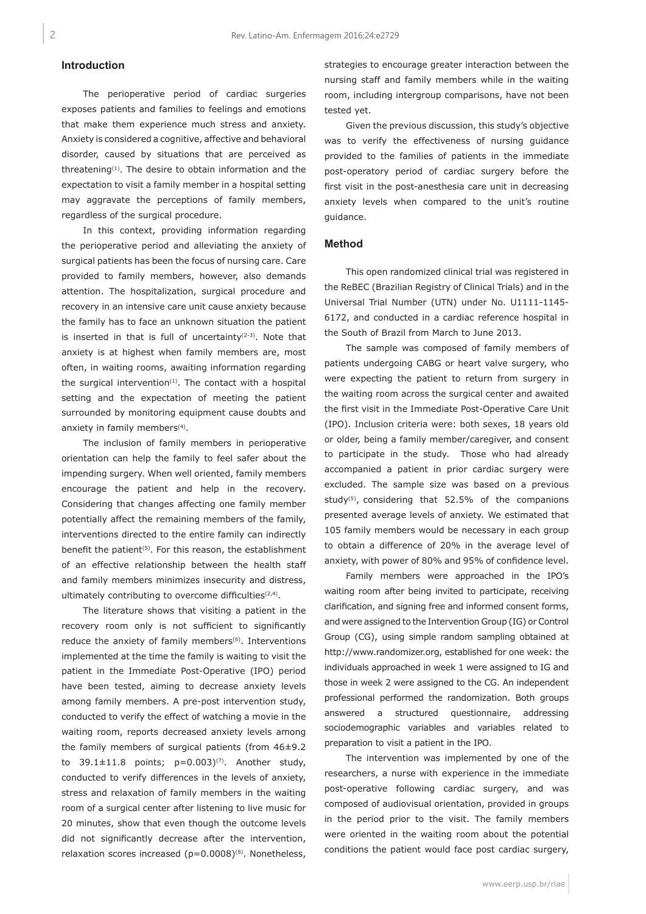## Introduction

The perioperative period of cardiac surgeries exposes patients and families to feelings and emotions that make them experience much stress and anxiety. Anxiety is considered a cognitive, affective and behavioral disorder, caused by situations that are perceived as threatening[1]. The desire to obtain information and the expectation to visit a family member in a hospital setting may aggravate the perceptions of family members, regardless of the surgical procedure.

In this context, providing information regarding the perioperative period and alleviating the anxiety of surgical patients has been the focus of nursing care. Care provided to family members, however, also demands attention. The hospitalization, surgical procedure and recovery in an intensive care unit cause anxiety because the family has to face an unknown situation the patient is inserted in that is full of uncertainty[2-3]. Note that anxiety is at highest when family members are, most often, in waiting rooms, awaiting information regarding the surgical intervention[1]. The contact with a hospital setting and the expectation of meeting the patient surrounded by monitoring equipment cause doubts and anxiety in family members[4].

The inclusion of family members in perioperative orientation can help the family to feel safer about the impending surgery. When well oriented, family members encourage the patient and help in the recovery. Considering that changes affecting one family member potentially affect the remaining members of the family, interventions directed to the entire family can indirectly benefit the patient[5]. For this reason, the establishment of an effective relationship between the health staff and family members minimizes insecurity and distress, ultimately contributing to overcome difficulties[2,4].

The literature shows that visiting a patient in the recovery room only is not sufficient to significantly reduce the anxiety of family members[6]. Interventions implemented at the time the family is waiting to visit the patient in the Immediate Post-Operative (IPO) period have been tested, aiming to decrease anxiety levels among family members. A pre-post intervention study, conducted to verify the effect of watching a movie in the waiting room, reports decreased anxiety levels among the family members of surgical patients (from 46±9.2 to 39.1±11.8 points; $p=0.003$)[7]. Another study, conducted to verify differences in the levels of anxiety, stress and relaxation of family members in the waiting room of a surgical center after listening to live music for 20 minutes, show that even though the outcome levels did not significantly decrease after the intervention, relaxation scores increased ($p=0.0008$)[8]. Nonetheless, strategies to encourage greater interaction between the nursing staff and family members while in the waiting room, including intergroup comparisons, have not been tested yet.

Given the previous discussion, this study's objective was to verify the effectiveness of nursing guidance provided to the families of patients in the immediate post-operatory period of cardiac surgery before the first visit in the post-anesthesia care unit in decreasing anxiety levels when compared to the unit's routine guidance.

## Method

This open randomized clinical trial was registered in the ReBEC (Brazilian Registry of Clinical Trials) and in the Universal Trial Number (UTN) under No. U1111-1145-6172, and conducted in a cardiac reference hospital in the South of Brazil from March to June 2013.

The sample was composed of family members of patients undergoing CABG or heart valve surgery, who were expecting the patient to return from surgery in the waiting room across the surgical center and awaited the first visit in the Immediate Post-Operative Care Unit (IPO). Inclusion criteria were: both sexes, 18 years old or older, being a family member/caregiver, and consent to participate in the study. Those who had already accompanied a patient in prior cardiac surgery were excluded. The sample size was based on a previous study[5], considering that 52.5% of the companions presented average levels of anxiety. We estimated that 105 family members would be necessary in each group to obtain a difference of 20% in the average level of anxiety, with power of 80% and 95% of confidence level.

Family members were approached in the IPO's waiting room after being invited to participate, receiving clarification, and signing free and informed consent forms, and were assigned to the Intervention Group (IG) or Control Group (CG), using simple random sampling obtained at http://www.randomizer.org, established for one week: the individuals approached in week 1 were assigned to IG and those in week 2 were assigned to the CG. An independent professional performed the randomization. Both groups answered a structured questionnaire, addressing sociodemographic variables and variables related to preparation to visit a patient in the IPO.

The intervention was implemented by one of the researchers, a nurse with experience in the immediate post-operative following cardiac surgery, and was composed of audiovisual orientation, provided in groups in the period prior to the visit. The family members were oriented in the waiting room about the potential conditions the patient would face post cardiac surgery,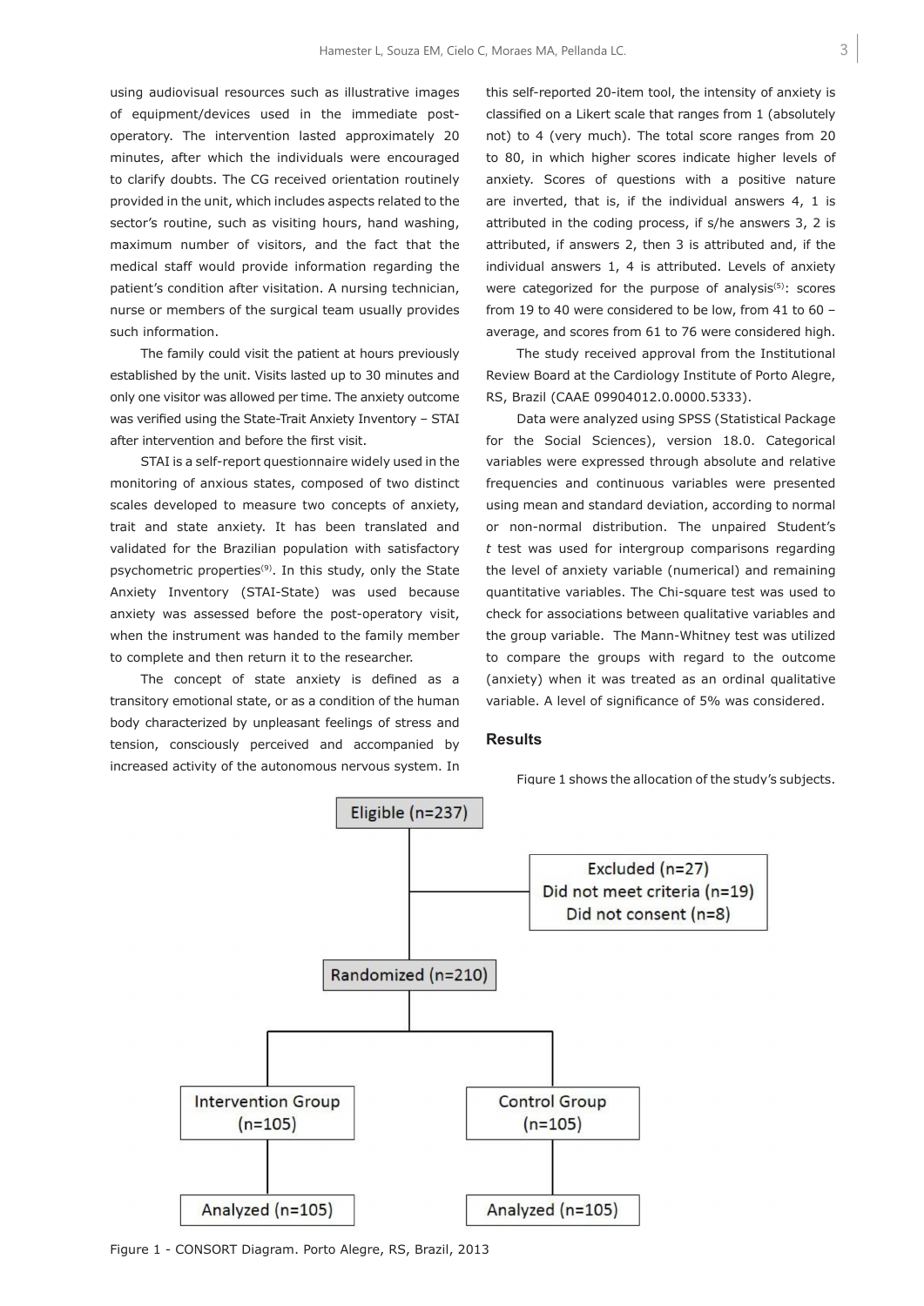using audiovisual resources such as illustrative images of equipment/devices used in the immediate post-operatory. The intervention lasted approximately 20 minutes, after which the individuals were encouraged to clarify doubts. The CG received orientation routinely provided in the unit, which includes aspects related to the sector's routine, such as visiting hours, hand washing, maximum number of visitors, and the fact that the medical staff would provide information regarding the patient's condition after visitation. A nursing technician, nurse or members of the surgical team usually provides such information.

The family could visit the patient at hours previously established by the unit. Visits lasted up to 30 minutes and only one visitor was allowed per time. The anxiety outcome was verified using the State-Trait Anxiety Inventory – STAI after intervention and before the first visit.

STAI is a self-report questionnaire widely used in the monitoring of anxious states, composed of two distinct scales developed to measure two concepts of anxiety, trait and state anxiety. It has been translated and validated for the Brazilian population with satisfactory psychometric properties[9]. In this study, only the State Anxiety Inventory (STAI-State) was used because anxiety was assessed before the post-operatory visit, when the instrument was handed to the family member to complete and then return it to the researcher.

The concept of state anxiety is defined as a transitory emotional state, or as a condition of the human body characterized by unpleasant feelings of stress and tension, consciously perceived and accompanied by increased activity of the autonomous nervous system. In this self-reported 20-item tool, the intensity of anxiety is classified on a Likert scale that ranges from 1 (absolutely not) to 4 (very much). The total score ranges from 20 to 80, in which higher scores indicate higher levels of anxiety. Scores of questions with a positive nature are inverted, that is, if the individual answers 4, 1 is attributed in the coding process, if s/he answers 3, 2 is attributed, if answers 2, then 3 is attributed and, if the individual answers 1, 4 is attributed. Levels of anxiety were categorized for the purpose of analysis[5]: scores from 19 to 40 were considered to be low, from 41 to 60 – average, and scores from 61 to 76 were considered high.

The study received approval from the Institutional Review Board at the Cardiology Institute of Porto Alegre, RS, Brazil (CAAE 09904012.0.0000.5333).

Data were analyzed using SPSS (Statistical Package for the Social Sciences), version 18.0. Categorical variables were expressed through absolute and relative frequencies and continuous variables were presented using mean and standard deviation, according to normal or non-normal distribution. The unpaired Student's *t* test was used for intergroup comparisons regarding the level of anxiety variable (numerical) and remaining quantitative variables. The Chi-square test was used to check for associations between qualitative variables and the group variable. The Mann-Whitney test was utilized to compare the groups with regard to the outcome (anxiety) when it was treated as an ordinal qualitative variable. A level of significance of 5% was considered.

## Results

Figure 1 shows the allocation of the study's subjects.

Eligible (n=237)

Excluded (n=27)
Did not meet criteria (n=19)
Did not consent (n=8)

Randomized (n=210)

Intervention Group (n=105) → Analyzed (n=105)

Control Group (n=105) → Analyzed (n=105)

Figure 1 - CONSORT Diagram. Porto Alegre, RS, Brazil, 2013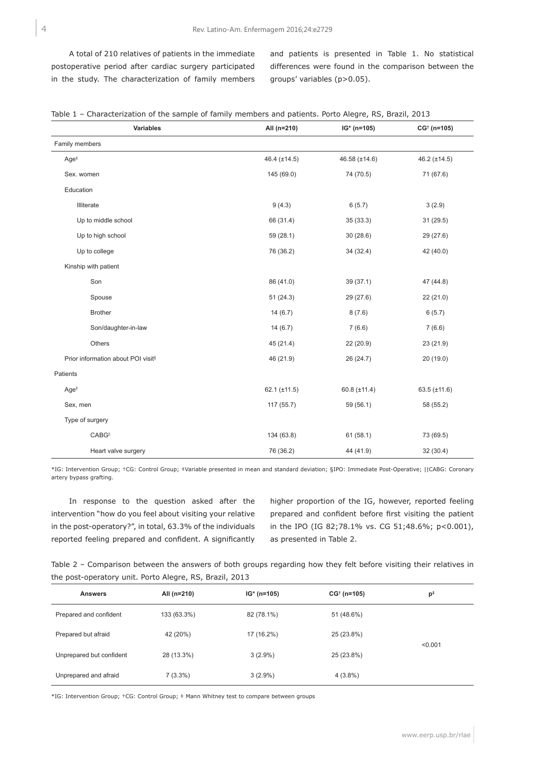A total of 210 relatives of patients in the immediate postoperative period after cardiac surgery participated in the study. The characterization of family members and patients is presented in Table 1. No statistical differences were found in the comparison between the groups' variables (p>0.05).

Table 1 – Characterization of the sample of family members and patients. Porto Alegre, RS, Brazil, 2013

| Variables | All (n=210) | IG* (n=105) | CG† (n=105) |
|---|---|---|---|
| Family members | | | |
| Age‡ | 46.4 (±14.5) | 46.58 (±14.6) | 46.2 (±14.5) |
| Sex. women | 145 (69.0) | 74 (70.5) | 71 (67.6) |
| Education | | | |
| Illiterate | 9 (4.3) | 6 (5.7) | 3 (2.9) |
| Up to middle school | 66 (31.4) | 35 (33.3) | 31 (29.5) |
| Up to high school | 59 (28.1) | 30 (28.6) | 29 (27.6) |
| Up to college | 76 (36.2) | 34 (32.4) | 42 (40.0) |
| Kinship with patient | | | |
| Son | 86 (41.0) | 39 (37.1) | 47 (44.8) |
| Spouse | 51 (24.3) | 29 (27.6) | 22 (21.0) |
| Brother | 14 (6.7) | 8 (7.6) | 6 (5.7) |
| Son/daughter-in-law | 14 (6.7) | 7 (6.6) | 7 (6.6) |
| Others | 45 (21.4) | 22 (20.9) | 23 (21.9) |
| Prior information about POI visit§ | 46 (21.9) | 26 (24.7) | 20 (19.0) |
| Patients | | | |
| Age‡ | 62.1 (±11.5) | 60.8 (±11.4) | 63.5 (±11.6) |
| Sex, men | 117 (55.7) | 59 (56.1) | 58 (55.2) |
| Type of surgery | | | |
| CABG‖ | 134 (63.8) | 61 (58.1) | 73 (69.5) |
| Heart valve surgery | 76 (36.2) | 44 (41.9) | 32 (30.4) |

*IG: Intervention Group; †CG: Control Group; ‡Variable presented in mean and standard deviation; §IPO: Immediate Post-Operative; ||CABG: Coronary artery bypass grafting.

In response to the question asked after the intervention "how do you feel about visiting your relative in the post-operatory?", in total, 63.3% of the individuals reported feeling prepared and confident. A significantly higher proportion of the IG, however, reported feeling prepared and confident before first visiting the patient in the IPO (IG 82;78.1% vs. CG 51;48.6%; p<0.001), as presented in Table 2.

Table 2 – Comparison between the answers of both groups regarding how they felt before visiting their relatives in the post-operatory unit. Porto Alegre, RS, Brazil, 2013

| Answers | All (n=210) | IG* (n=105) | CG† (n=105) | p‡ |
|---|---|---|---|---|
| Prepared and confident | 133 (63.3%) | 82 (78.1%) | 51 (48.6%) | <0.001 |
| Prepared but afraid | 42 (20%) | 17 (16.2%) | 25 (23.8%) | |
| Unprepared but confident | 28 (13.3%) | 3 (2.9%) | 25 (23.8%) | |
| Unprepared and afraid | 7 (3.3%) | 3 (2.9%) | 4 (3.8%) | |

*IG: Intervention Group; †CG: Control Group; ‡ Mann Whitney test to compare between groups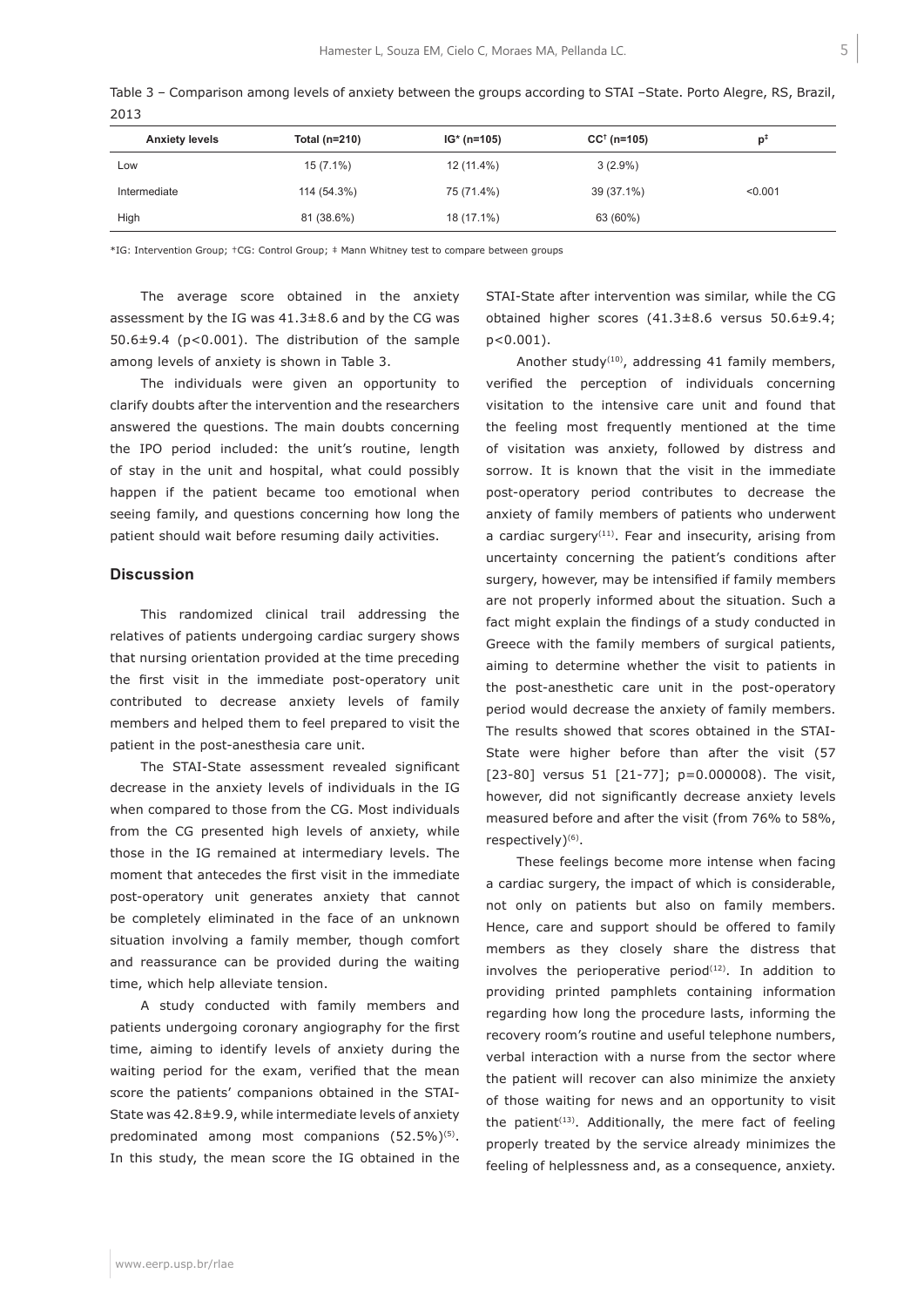Table 3 – Comparison among levels of anxiety between the groups according to STAI –State. Porto Alegre, RS, Brazil, 2013

| Anxiety levels | Total (n=210) | IG* (n=105) | CC† (n=105) | p‡ |
|---|---|---|---|---|
| Low | 15 (7.1%) | 12 (11.4%) | 3 (2.9%) | |
| Intermediate | 114 (54.3%) | 75 (71.4%) | 39 (37.1%) | <0.001 |
| High | 81 (38.6%) | 18 (17.1%) | 63 (60%) | |

*IG: Intervention Group; †CG: Control Group; ‡ Mann Whitney test to compare between groups

The average score obtained in the anxiety assessment by the IG was 41.3±8.6 and by the CG was 50.6±9.4 ($p<0.001$). The distribution of the sample among levels of anxiety is shown in Table 3.

The individuals were given an opportunity to clarify doubts after the intervention and the researchers answered the questions. The main doubts concerning the IPO period included: the unit's routine, length of stay in the unit and hospital, what could possibly happen if the patient became too emotional when seeing family, and questions concerning how long the patient should wait before resuming daily activities.

## Discussion

This randomized clinical trail addressing the relatives of patients undergoing cardiac surgery shows that nursing orientation provided at the time preceding the first visit in the immediate post-operatory unit contributed to decrease anxiety levels of family members and helped them to feel prepared to visit the patient in the post-anesthesia care unit.

The STAI-State assessment revealed significant decrease in the anxiety levels of individuals in the IG when compared to those from the CG. Most individuals from the CG presented high levels of anxiety, while those in the IG remained at intermediary levels. The moment that antecedes the first visit in the immediate post-operatory unit generates anxiety that cannot be completely eliminated in the face of an unknown situation involving a family member, though comfort and reassurance can be provided during the waiting time, which help alleviate tension.

A study conducted with family members and patients undergoing coronary angiography for the first time, aiming to identify levels of anxiety during the waiting period for the exam, verified that the mean score the patients' companions obtained in the STAI-State was 42.8±9.9, while intermediate levels of anxiety predominated among most companions (52.5%)[5]. In this study, the mean score the IG obtained in the STAI-State after intervention was similar, while the CG obtained higher scores (41.3±8.6 versus 50.6±9.4; $p<0.001$).

Another study[10], addressing 41 family members, verified the perception of individuals concerning visitation to the intensive care unit and found that the feeling most frequently mentioned at the time of visitation was anxiety, followed by distress and sorrow. It is known that the visit in the immediate post-operatory period contributes to decrease the anxiety of family members of patients who underwent a cardiac surgery[11]. Fear and insecurity, arising from uncertainty concerning the patient's conditions after surgery, however, may be intensified if family members are not properly informed about the situation. Such a fact might explain the findings of a study conducted in Greece with the family members of surgical patients, aiming to determine whether the visit to patients in the post-anesthetic care unit in the post-operatory period would decrease the anxiety of family members. The results showed that scores obtained in the STAI-State were higher before than after the visit (57 [23-80] versus 51 [21-77]; $p=0.000008$). The visit, however, did not significantly decrease anxiety levels measured before and after the visit (from 76% to 58%, respectively)[6].

These feelings become more intense when facing a cardiac surgery, the impact of which is considerable, not only on patients but also on family members. Hence, care and support should be offered to family members as they closely share the distress that involves the perioperative period[12]. In addition to providing printed pamphlets containing information regarding how long the procedure lasts, informing the recovery room's routine and useful telephone numbers, verbal interaction with a nurse from the sector where the patient will recover can also minimize the anxiety of those waiting for news and an opportunity to visit the patient[13]. Additionally, the mere fact of feeling properly treated by the service already minimizes the feeling of helplessness and, as a consequence, anxiety.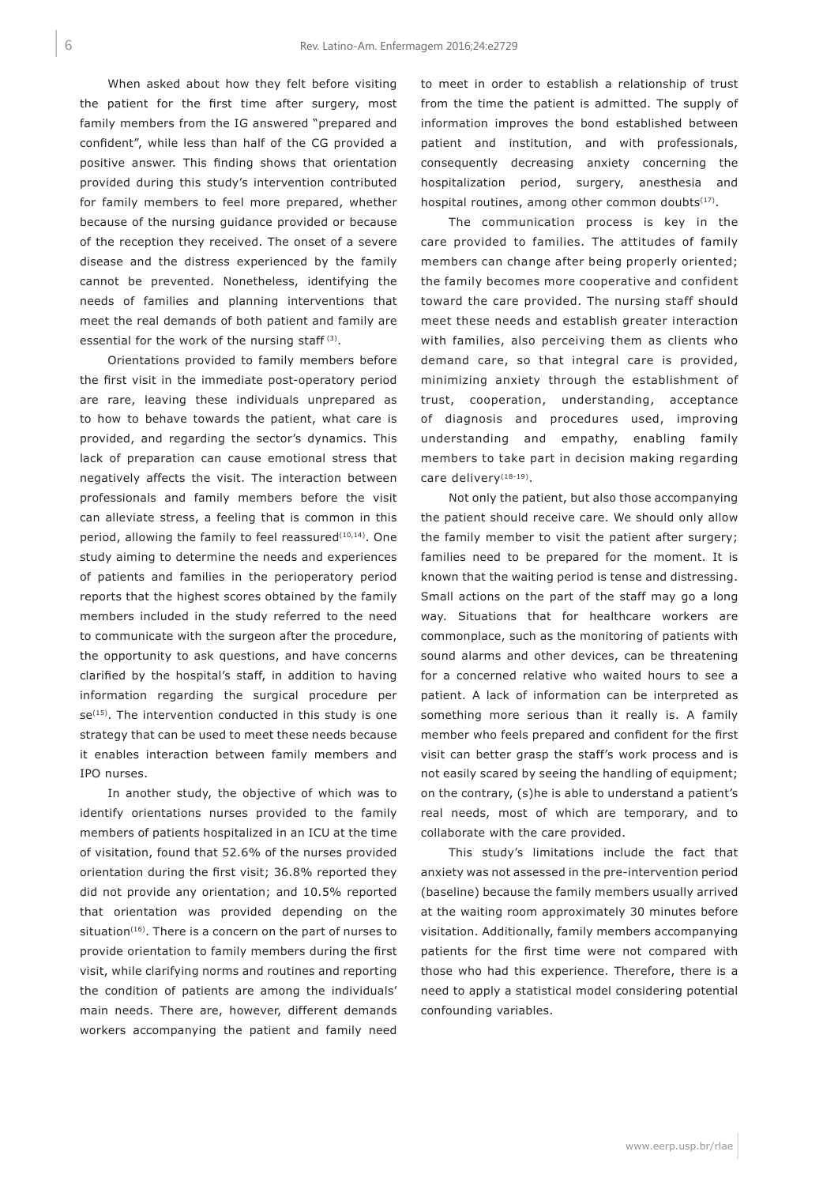When asked about how they felt before visiting the patient for the first time after surgery, most family members from the IG answered "prepared and confident", while less than half of the CG provided a positive answer. This finding shows that orientation provided during this study's intervention contributed for family members to feel more prepared, whether because of the nursing guidance provided or because of the reception they received. The onset of a severe disease and the distress experienced by the family cannot be prevented. Nonetheless, identifying the needs of families and planning interventions that meet the real demands of both patient and family are essential for the work of the nursing staff [3].

Orientations provided to family members before the first visit in the immediate post-operatory period are rare, leaving these individuals unprepared as to how to behave towards the patient, what care is provided, and regarding the sector's dynamics. This lack of preparation can cause emotional stress that negatively affects the visit. The interaction between professionals and family members before the visit can alleviate stress, a feeling that is common in this period, allowing the family to feel reassured[10,14]. One study aiming to determine the needs and experiences of patients and families in the perioperatory period reports that the highest scores obtained by the family members included in the study referred to the need to communicate with the surgeon after the procedure, the opportunity to ask questions, and have concerns clarified by the hospital's staff, in addition to having information regarding the surgical procedure per se[15]. The intervention conducted in this study is one strategy that can be used to meet these needs because it enables interaction between family members and IPO nurses.

In another study, the objective of which was to identify orientations nurses provided to the family members of patients hospitalized in an ICU at the time of visitation, found that 52.6% of the nurses provided orientation during the first visit; 36.8% reported they did not provide any orientation; and 10.5% reported that orientation was provided depending on the situation[16]. There is a concern on the part of nurses to provide orientation to family members during the first visit, while clarifying norms and routines and reporting the condition of patients are among the individuals' main needs. There are, however, different demands workers accompanying the patient and family need to meet in order to establish a relationship of trust from the time the patient is admitted. The supply of information improves the bond established between patient and institution, and with professionals, consequently decreasing anxiety concerning the hospitalization period, surgery, anesthesia and hospital routines, among other common doubts[17].

The communication process is key in the care provided to families. The attitudes of family members can change after being properly oriented; the family becomes more cooperative and confident toward the care provided. The nursing staff should meet these needs and establish greater interaction with families, also perceiving them as clients who demand care, so that integral care is provided, minimizing anxiety through the establishment of trust, cooperation, understanding, acceptance of diagnosis and procedures used, improving understanding and empathy, enabling family members to take part in decision making regarding care delivery[18-19].

Not only the patient, but also those accompanying the patient should receive care. We should only allow the family member to visit the patient after surgery; families need to be prepared for the moment. It is known that the waiting period is tense and distressing. Small actions on the part of the staff may go a long way. Situations that for healthcare workers are commonplace, such as the monitoring of patients with sound alarms and other devices, can be threatening for a concerned relative who waited hours to see a patient. A lack of information can be interpreted as something more serious than it really is. A family member who feels prepared and confident for the first visit can better grasp the staff's work process and is not easily scared by seeing the handling of equipment; on the contrary, (s)he is able to understand a patient's real needs, most of which are temporary, and to collaborate with the care provided.

This study's limitations include the fact that anxiety was not assessed in the pre-intervention period (baseline) because the family members usually arrived at the waiting room approximately 30 minutes before visitation. Additionally, family members accompanying patients for the first time were not compared with those who had this experience. Therefore, there is a need to apply a statistical model considering potential confounding variables.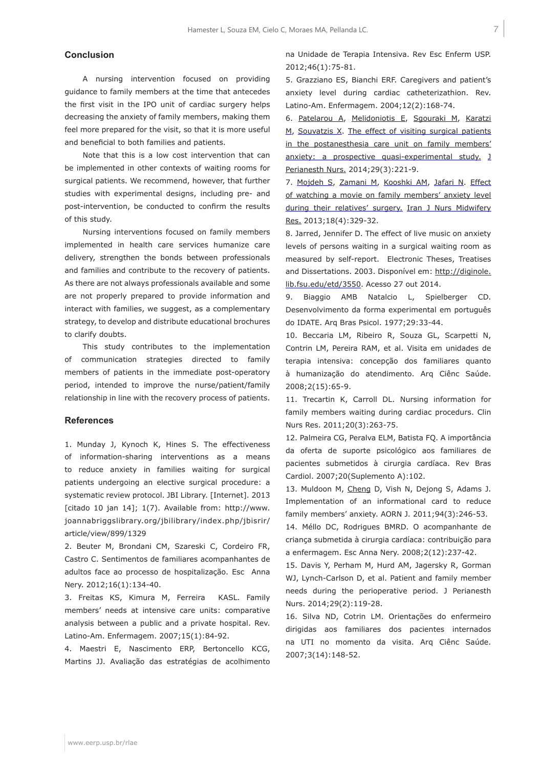## Conclusion

A nursing intervention focused on providing guidance to family members at the time that antecedes the first visit in the IPO unit of cardiac surgery helps decreasing the anxiety of family members, making them feel more prepared for the visit, so that it is more useful and beneficial to both families and patients.

Note that this is a low cost intervention that can be implemented in other contexts of waiting rooms for surgical patients. We recommend, however, that further studies with experimental designs, including pre- and post-intervention, be conducted to confirm the results of this study.

Nursing interventions focused on family members implemented in health care services humanize care delivery, strengthen the bonds between professionals and families and contribute to the recovery of patients. As there are not always professionals available and some are not properly prepared to provide information and interact with families, we suggest, as a complementary strategy, to develop and distribute educational brochures to clarify doubts.

This study contributes to the implementation of communication strategies directed to family members of patients in the immediate post-operory period, intended to improve the nurse/patient/family relationship in line with the recovery process of patients.

## References

1. Munday J, Kynoch K, Hines S. The effectiveness of information-sharing interventions as a means to reduce anxiety in families waiting for surgical patients undergoing an elective surgical procedure: a systematic review protocol. JBI Library. [Internet]. 2013 [citado 10 jan 14]; 1(7). Available from: http://www.joannabriggslibrary.org/jbilibrary/index.php/jbisrir/article/view/899/1329

2. Beuter M, Brondani CM, Szareski C, Cordeiro FR, Castro C. Sentimentos de familiares acompanhantes de adultos face ao processo de hospitalização. Esc Anna Nery. 2012;16(1):134-40.

3. Freitas KS, Kimura M, Ferreira KASL. Family members' needs at intensive care units: comparative analysis between a public and a private hospital. Rev. Latino-Am. Enfermagem. 2007;15(1):84-92.

4. Maestri E, Nascimento ERP, Bertoncello KCG, Martins JJ. Avaliação das estratégias de acolhimento na Unidade de Terapia Intensiva. Rev Esc Enferm USP. 2012;46(1):75-81.

5. Grazziano ES, Bianchi ERF. Caregivers and patient's anxiety level during cardiac catheterizathion. Rev. Latino-Am. Enfermagem. 2004;12(2):168-74.

6. Patelarou A, Melidoniotis E, Sgouraki M, Karatzi M, Souvatzis X. The effect of visiting surgical patients in the postanesthesia care unit on family members' anxiety: a prospective quasi-experimental study. J Perianesth Nurs. 2014;29(3):221-9.

7. Mojdeh S, Zamani M, Kooshki AM, Jafari N. Effect of watching a movie on family members' anxiety level during their relatives' surgery. Iran J Nurs Midwifery Res. 2013;18(4):329-32.

8. Jarred, Jennifer D. The effect of live music on anxiety levels of persons waiting in a surgical waiting room as measured by self-report. Electronic Theses, Treatises and Dissertations. 2003. Disponível em: http://diginole.lib.fsu.edu/etd/3550. Acesso 27 out 2014.

9. Biaggio AMB Natalcio L, Spielberger CD. Desenvolvimento da forma experimental em português do IDATE. Arq Bras Psicol. 1977;29:33-44.

10. Beccaria LM, Ribeiro R, Souza GL, Scarpetti N, Contrin LM, Pereira RAM, et al. Visita em unidades de terapia intensiva: concepção dos familiares quanto à humanização do atendimento. Arq Ciênc Saúde. 2008;2(15):65-9.

11. Trecartin K, Carroll DL. Nursing information for family members waiting during cardiac procedurs. Clin Nurs Res. 2011;20(3):263-75.

12. Palmeira CG, Peralva ELM, Batista FQ. A importância da oferta de suporte psicológico aos familiares de pacientes submetidos à cirurgia cardíaca. Rev Bras Cardiol. 2007;20(Suplemento A):102.

13. Muldoon M, Cheng D, Vish N, Dejong S, Adams J. Implementation of an informational card to reduce family members' anxiety. AORN J. 2011;94(3):246-53.

14. Méllo DC, Rodrigues BMRD. O acompanhante de criança submetida à cirurgia cardíaca: contribuição para a enfermagem. Esc Anna Nery. 2008;2(12):237-42.

15. Davis Y, Perham M, Hurd AM, Jagersky R, Gorman WJ, Lynch-Carlson D, et al. Patient and family member needs during the perioperative period. J Perianesth Nurs. 2014;29(2):119-28.

16. Silva ND, Cotrin LM. Orientações do enfermeiro dirigidas aos familiares dos pacientes internados na UTI no momento da visita. Arq Ciênc Saúde. 2007;3(14):148-52.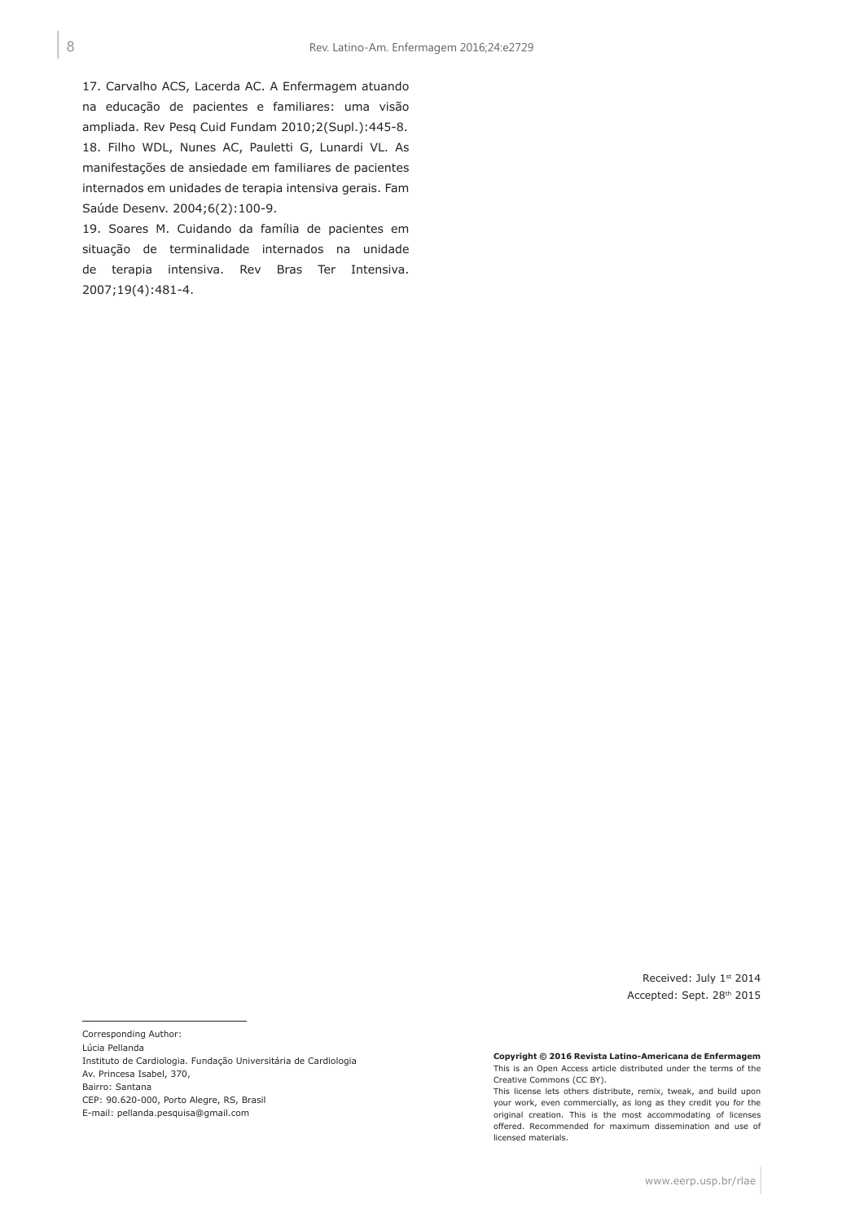17. Carvalho ACS, Lacerda AC. A Enfermagem atuando na educação de pacientes e familiares: uma visão ampliada. Rev Pesq Cuid Fundam 2010;2(Supl.):445-8.

18. Filho WDL, Nunes AC, Pauletti G, Lunardi VL. As manifestações de ansiedade em familiares de pacientes internados em unidades de terapia intensiva gerais. Fam Saúde Desenv. 2004;6(2):100-9.

19. Soares M. Cuidando da família de pacientes em situação de terminalidade internados na unidade de terapia intensiva. Rev Bras Ter Intensiva. 2007;19(4):481-4.

Received: July 1st 2014
Accepted: Sept. 28th 2015

Corresponding Author:
Lúcia Pellanda
Instituto de Cardiologia. Fundação Universitária de Cardiologia
Av. Princesa Isabel, 370,
Bairro: Santana
CEP: 90.620-000, Porto Alegre, RS, Brasil
E-mail: pellanda.pesquisa@gmail.com

**Copyright © 2016 Revista Latino-Americana de Enfermagem**
This is an Open Access article distributed under the terms of the Creative Commons (CC BY).
This license lets others distribute, remix, tweak, and build upon your work, even commercially, as long as they credit you for the original creation. This is the most accommodating of licenses offered. Recommended for maximum dissemination and use of licensed materials.